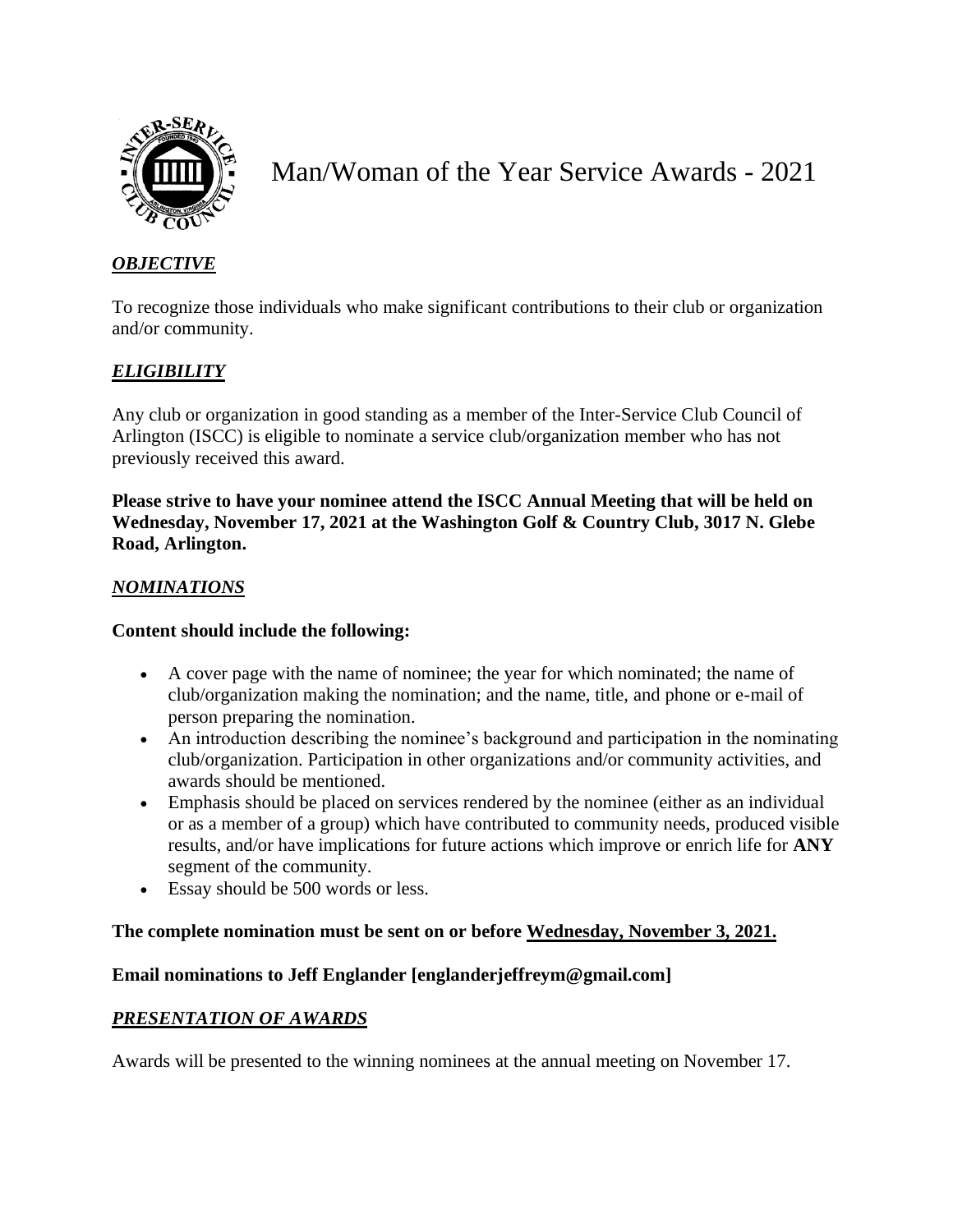# Man/Woman of the Year Service Awards - 2021

## ***OBJECTIVE***

To recognize those individuals who make significant contributions to their club or organization and/or community.

## ***ELIGIBILITY***

Any club or organization in good standing as a member of the Inter-Service Club Council of Arlington (ISCC) is eligible to nominate a service club/organization member who has not previously received this award.

**Please strive to have your nominee attend the ISCC Annual Meeting that will be held on Wednesday, November 17, 2021 at the Washington Golf & Country Club, 3017 N. Glebe Road, Arlington.**

## ***NOMINATIONS***

**Content should include the following:**

- A cover page with the name of nominee; the year for which nominated; the name of club/organization making the nomination; and the name, title, and phone or e-mail of person preparing the nomination.
- An introduction describing the nominee's background and participation in the nominating club/organization. Participation in other organizations and/or community activities, and awards should be mentioned.
- Emphasis should be placed on services rendered by the nominee (either as an individual or as a member of a group) which have contributed to community needs, produced visible results, and/or have implications for future actions which improve or enrich life for **ANY** segment of the community.
- Essay should be 500 words or less.

**The complete nomination must be sent on or before Wednesday, November 3, 2021.**

**Email nominations to Jeff Englander [englanderjeffreym@gmail.com]**

## ***PRESENTATION OF AWARDS***

Awards will be presented to the winning nominees at the annual meeting on November 17.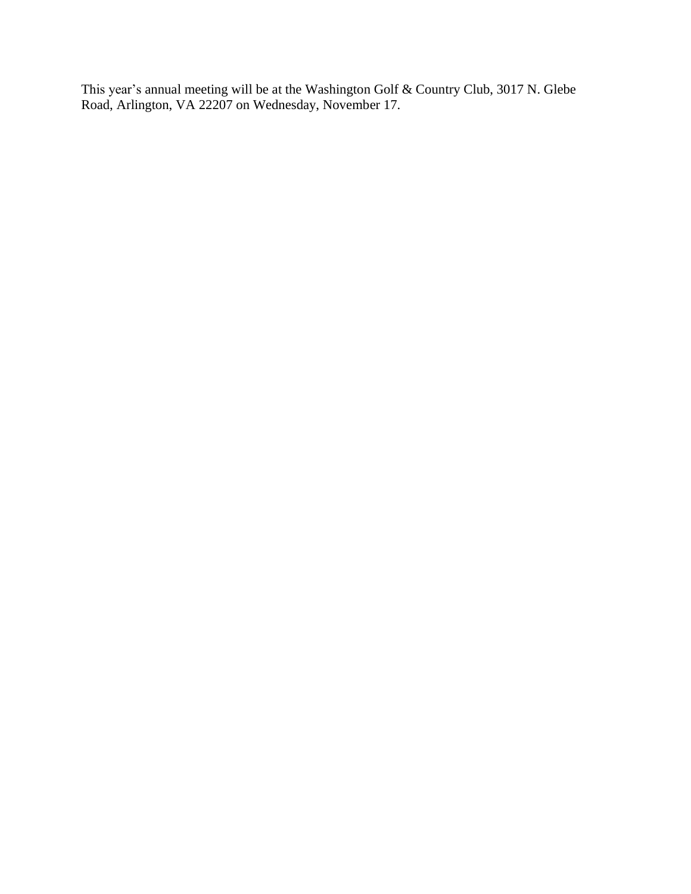This year's annual meeting will be at the Washington Golf & Country Club, 3017 N. Glebe Road, Arlington, VA 22207 on Wednesday, November 17.